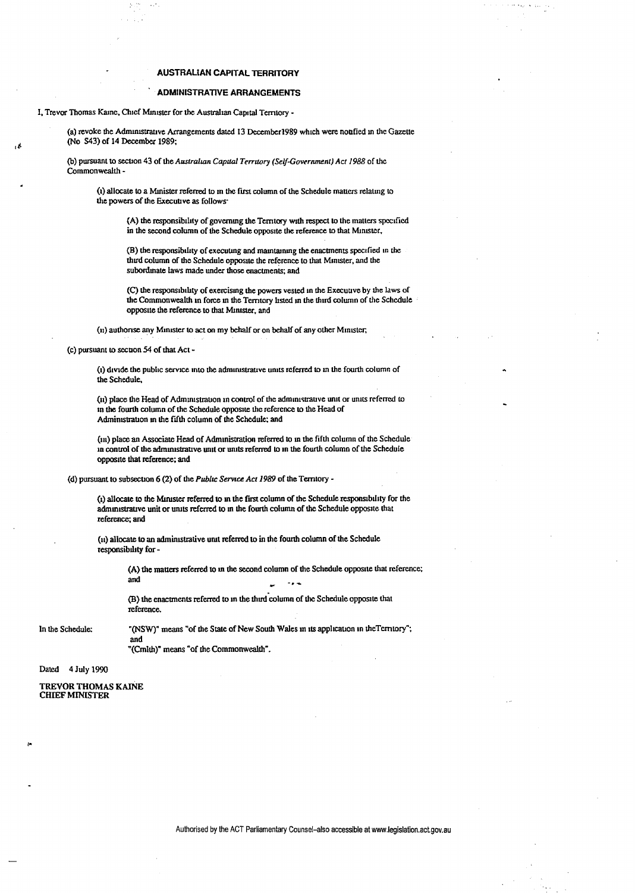# AUSTRALIAN CAPITAL TERRITORY

## ADMINISTRATIVE ARRANGEMENTS

I, Trevor Thomas Kaine, Chief Minister for the Australian Capital Territory -

(a) revoke the Administrative Arrangements dated 13 December1989 which were notified in the Gazette (No S43) of 14 December 1989;

(b) pursuant to section 43 of the *Australian Capital Territory (Self-Government) Act 1988* of the Commonwealth -

(i) allocate to a Minister referred to in the first column of the Schedule matters relating to the powers of the Executive as follows-

(A) the responsibility of governing the Territory with respect to the matters specified in the second column of the Schedule opposite the reference to that Minister,

(B) the responsibility of executing and maintaining the enactments specified in the third column of the Schedule opposite the reference to that Minister, and the subordinate laws made under those enactments; and

(C) the responsibility of exercising the powers vested in the Executive by the laws of the Commonwealth in force in the Territory listed in the third column of the Schedule opposite the reference to that Minister, and

(ii) authorise any Minister to act on my behalf or on behalf of any other Minister;

(c) pursuant to section 54 of that Act -

(i) divide the public service into the administrative units referred to in the fourth column of the Schedule,

(ii) place the Head of Administration in control of the administrative unit or units referred to in the fourth column of the Schedule opposite the reference to the Head of Administration in the fifth column of the Schedule; and

(iii) place an Associate Head of Administration referred to in the fifth column of the Schedule in control of the administrative unit or units referred to in the fourth column of the Schedule opposite that reference; and

(d) pursuant to subsection 6 (2) of the *Public Service Act 1989* of the Territory -

(i) allocate to the Minister referred to in the first column of the Schedule responsibility for the administrative unit or units referred to in the fourth column of the Schedule opposite that reference; and

(ii) allocate to an administrative unit referred to in the fourth column of the Schedule responsibility for -

(A) the matters referred to in the second column of the Schedule opposite that reference; and

(B) the enactments referred to in the third column of the Schedule opposite that reference.

In the Schedule: "(NSW)" means "of the State of New South Wales in its application in theTerritory"; and
"(Cmlth)" means "of the Commonwealth".

Dated 4 July 1990

**TREVOR THOMAS KAINE**
**CHIEF MINISTER**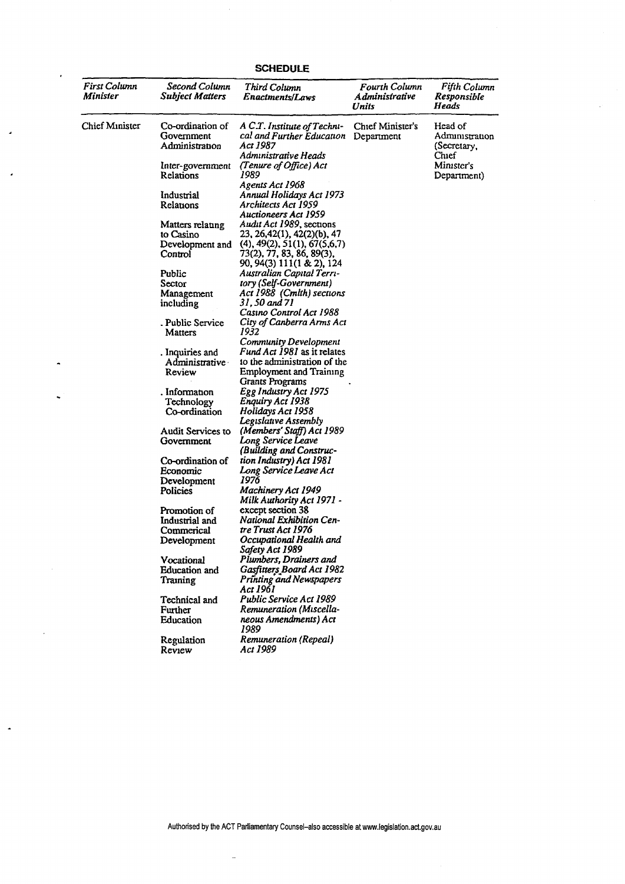**SCHEDULE**

| *First Column Minister* | *Second Column Subject Matters* | *Third Column Enactments/Laws* | *Fourth Column Administrative Units* | *Fifth Column Responsible Heads* |
|---|---|---|---|---|
| Chief Minister | Co-ordination of Government Administration<br><br>Inter-government Relations<br><br>Industrial Relations<br><br>Matters relating to Casino Development and Control<br><br>Public Sector Management including<br><br>. Public Service Matters<br><br>. Inquiries and Administrative Review<br><br>. Information Technology Co-ordination<br><br>Audit Services to Government<br><br>Co-ordination of Economic Development Policies<br><br>Promotion of Industrial and Commercial Development<br><br>Vocational Education and Training<br><br>Technical and Further Education<br><br>Regulation Review | *A.C.T. Institute of Technical and Further Education Act 1987*<br>*Administrative Heads (Tenure of Office) Act 1989*<br>*Agents Act 1968*<br>*Annual Holidays Act 1973*<br>*Architects Act 1959*<br>*Auctioneers Act 1959*<br>*Audit Act 1989*, sections 23, 26,42(1), 42(2)(b), 47 (4), 49(2), 51(1), 67(5,6,7) 73(2), 77, 83, 86, 89(3), 90, 94(3) 111(1 & 2), 124<br>*Australian Capital Territory (Self-Government) Act 1988 (Cmlth) sections 31, 50 and 71*<br>*Casino Control Act 1988*<br>*City of Canberra Arms Act 1932*<br>*Community Development Fund Act 1981* as it relates to the administration of the Employment and Training Grants Programs<br>*Egg Industry Act 1975*<br>*Enquiry Act 1938*<br>*Holidays Act 1958*<br>*Legislative Assembly (Members' Staff) Act 1989*<br>*Long Service Leave (Building and Construction Industry) Act 1981*<br>*Long Service Leave Act 1976*<br>*Machinery Act 1949*<br>*Milk Authority Act 1971* - except section 38<br>*National Exhibition Centre Trust Act 1976*<br>*Occupational Health and Safety Act 1989*<br>*Plumbers, Drainers and Gasfitters Board Act 1982*<br>*Printing and Newspapers Act 1961*<br>*Public Service Act 1989*<br>*Remuneration (Miscellaneous Amendments) Act 1989*<br>*Remuneration (Repeal) Act 1989* | Chief Minister's Department | Head of Administration (Secretary, Chief Minister's Department) |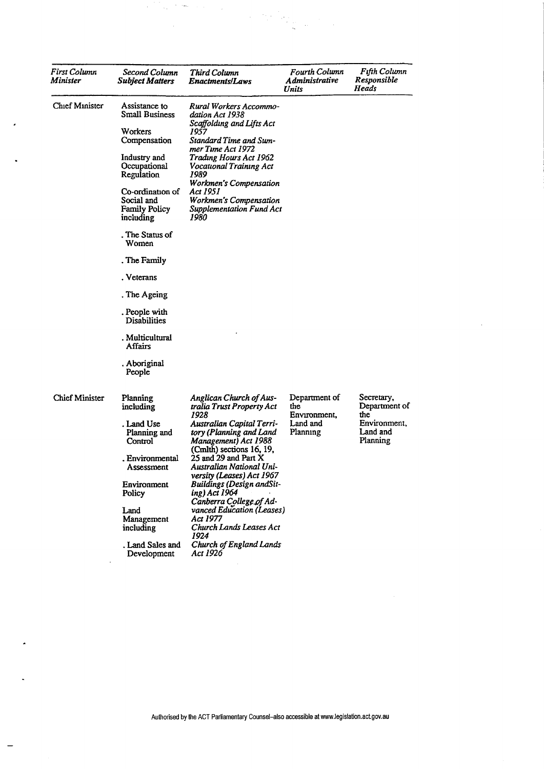| *First Column Minister* | *Second Column Subject Matters* | *Third Column Enactments/Laws* | *Fourth Column Administrative Units* | *Fifth Column Responsible Heads* |
|---|---|---|---|---|
| Chief Minister | Assistance to Small Business<br><br>Workers Compensation<br><br>Industry and Occupational Regulation<br><br>Co-ordination of Social and Family Policy including<br><br>. The Status of Women<br><br>. The Family<br><br>. Veterans<br><br>. The Ageing<br><br>. People with Disabilities<br><br>. Multicultural Affairs<br><br>. Aboriginal People | *Rural Workers Accommodation Act 1938*<br>*Scaffolding and Lifts Act 1957*<br>*Standard Time and Summer Time Act 1972*<br>*Trading Hours Act 1962*<br>*Vocational Training Act 1989*<br>*Workmen's Compensation Act 1951*<br>*Workmen's Compensation Supplementation Fund Act 1980* | | |
| Chief Minister | Planning including<br><br>. Land Use Planning and Control<br><br>. Environmental Assessment<br><br>Environment Policy<br><br>Land Management including<br><br>. Land Sales and Development | *Anglican Church of Australia Trust Property Act 1928*<br>*Australian Capital Territory (Planning and Land Management) Act 1988* (Cmlth) sections 16, 19, 25 and 29 and Part X<br>*Australian National University (Leases) Act 1967*<br>*Buildings (Design andSiting) Act 1964*<br>*Canberra College of Advanced Education (Leases) Act 1977*<br>*Church Lands Leases Act 1924*<br>*Church of England Lands Act 1926* | Department of the Environment, Land and Planning | Secretary, Department of the Environment, Land and Planning |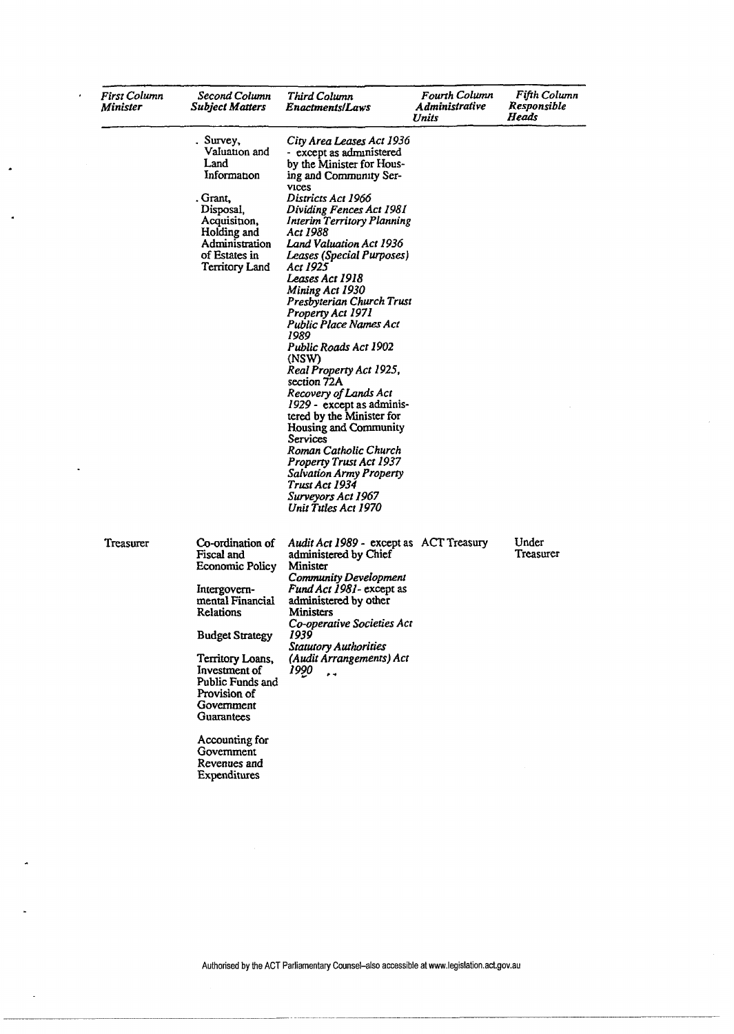| *First Column Minister* | *Second Column Subject Matters* | *Third Column Enactments/Laws* | *Fourth Column Administrative Units* | *Fifth Column Responsible Heads* |
|---|---|---|---|---|
| | . Survey, Valuation and Land Information<br><br>. Grant, Disposal, Acquisition, Holding and Administration of Estates in Territory Land | *City Area Leases Act 1936* - except as administered by the Minister for Housing and Community Services<br>*Districts Act 1966*<br>*Dividing Fences Act 1981*<br>*Interim Territory Planning Act 1988*<br>*Land Valuation Act 1936*<br>*Leases (Special Purposes) Act 1925*<br>*Leases Act 1918*<br>*Mining Act 1930*<br>*Presbyterian Church Trust Property Act 1971*<br>*Public Place Names Act 1989*<br>*Public Roads Act 1902 (NSW)*<br>*Real Property Act 1925*, section 72A<br>*Recovery of Lands Act 1929* - except as administered by the Minister for Housing and Community Services<br>*Roman Catholic Church Property Trust Act 1937*<br>*Salvation Army Property Trust Act 1934*<br>*Surveyors Act 1967*<br>*Unit Titles Act 1970* | | |
| Treasurer | Co-ordination of Fiscal and Economic Policy<br><br>Intergovernmental Financial Relations<br><br>Budget Strategy<br><br>Territory Loans, Investment of Public Funds and Provision of Government Guarantees<br><br>Accounting for Government Revenues and Expenditures | *Audit Act 1989* - except as administered by Chief Minister<br>*Community Development Fund Act 1981* - except as administered by other Ministers<br>*Co-operative Societies Act 1939*<br>*Statutory Authorities (Audit Arrangements) Act 1990* | ACT Treasury | Under Treasurer |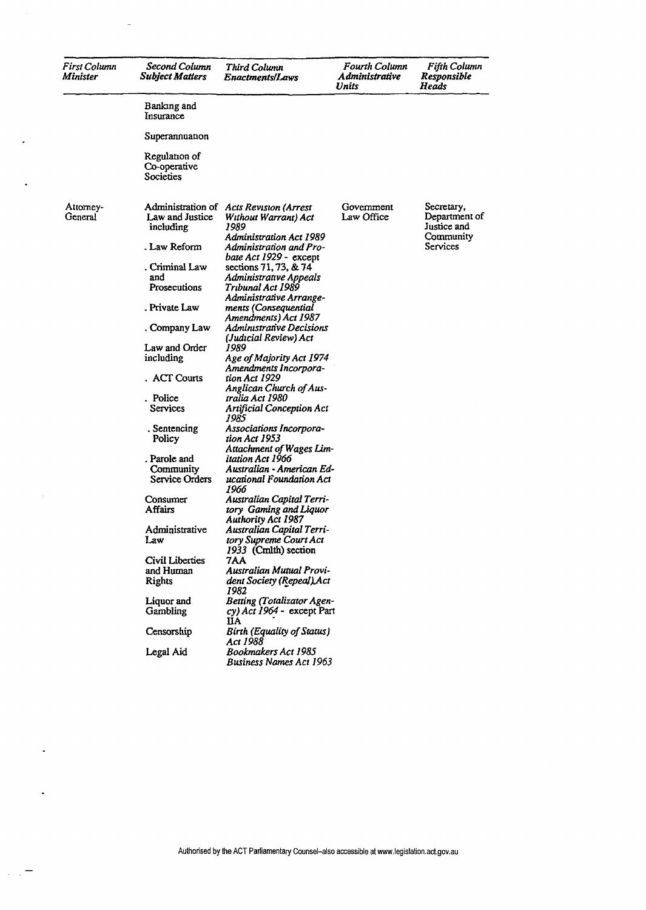| *First Column Minister* | *Second Column Subject Matters* | *Third Column Enactments/Laws* | *Fourth Column Administrative Units* | *Fifth Column Responsible Heads* |
|---|---|---|---|---|
| | Banking and Insurance<br><br>Superannuation<br><br>Regulation of Co-operative Societies | | | |
| Attorney-General | Administration of Law and Justice including<br><br>. Law Reform<br><br>. Criminal Law and Prosecutions<br><br>. Private Law<br><br>. Company Law<br><br>Law and Order including<br><br>. ACT Courts<br><br>. Police Services<br><br>. Sentencing Policy<br><br>. Parole and Community Service Orders<br><br>Consumer Affairs<br><br>Administrative Law<br><br>Civil Liberties and Human Rights<br><br>Liquor and Gambling<br><br>Censorship<br><br>Legal Aid | *Acts Revision (Arrest Without Warrant) Act 1989*<br>*Administration Act 1989*<br>*Administration and Probate Act 1929* - except sections 71, 73, & 74<br>*Administrative Appeals Tribunal Act 1989*<br>*Administrative Arrangements (Consequential Amendments) Act 1987*<br>*Administrative Decisions (Judicial Review) Act 1989*<br>*Age of Majority Act 1974*<br>*Amendments Incorporation Act 1929*<br>*Anglican Church of Australia Act 1980*<br>*Artificial Conception Act 1985*<br>*Associations Incorporation Act 1953*<br>*Attachment of Wages Limitation Act 1966*<br>*Australian - American Educational Foundation Act 1966*<br>*Australian Capital Territory Gaming and Liquor Authority Act 1987*<br>*Australian Capital Territory Supreme Court Act 1933* (Cmlth) section 7AA<br>*Australian Mutual Provident Society (Repeal) Act 1982*<br>*Betting (Totalizator Agency) Act 1964* - except Part IIA<br>*Birth (Equality of Status) Act 1988*<br>*Bookmakers Act 1985*<br>*Business Names Act 1963* | Government Law Office | Secretary, Department of Justice and Community Services |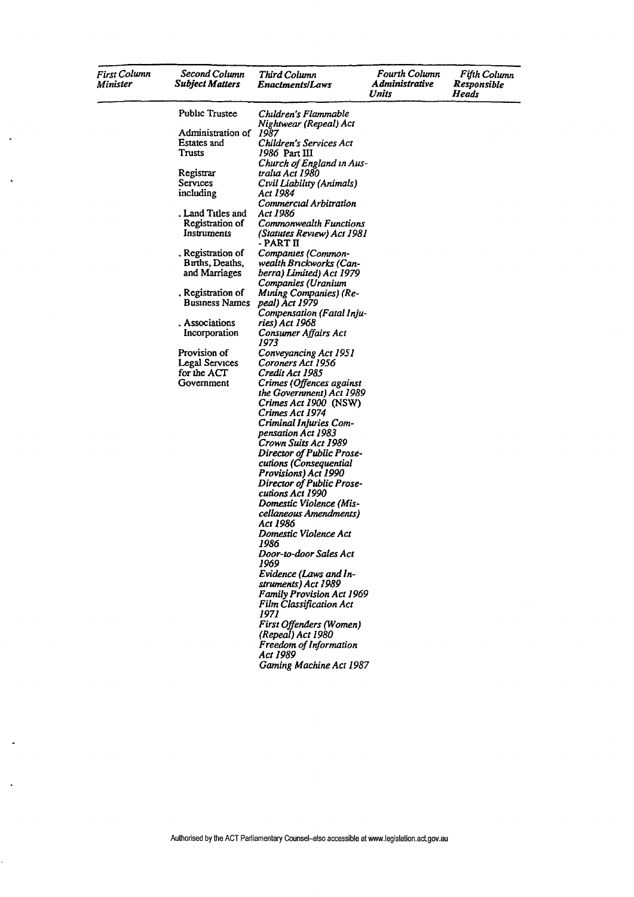| First Column Minister | Second Column Subject Matters | Third Column Enactments/Laws | Fourth Column Administrative Units | Fifth Column Responsible Heads |
|---|---|---|---|---|
| | Public Trustee | *Children's Flammable Nightwear (Repeal) Act 1987* | | |
| | Administration of Estates and Trusts | *Children's Services Act 1986* Part III | | |
| | Registrar Services including | *Church of England in Australia Act 1980* | | |
| | . Land Titles and Registration of Instruments | *Civil Liability (Animals) Act 1984* | | |
| | . Registration of Births, Deaths, and Marriages | *Commercial Arbitration Act 1986* | | |
| | . Registration of Business Names | *Commonwealth Functions (Statutes Review) Act 1981* - PART II | | |
| | . Associations Incorporation | *Companies (Commonwealth Brickworks (Canberra) Limited) Act 1979* | | |
| | Provision of Legal Services for the ACT Government | *Companies (Uranium Mining Companies) (Repeal) Act 1979* | | |
| | | *Compensation (Fatal Injuries) Act 1968* | | |
| | | *Consumer Affairs Act 1973* | | |
| | | *Conveyancing Act 1951* | | |
| | | *Coroners Act 1956* | | |
| | | *Credit Act 1985* | | |
| | | *Crimes (Offences against the Government) Act 1989* | | |
| | | *Crimes Act 1900* (NSW) | | |
| | | *Crimes Act 1974* | | |
| | | *Criminal Injuries Compensation Act 1983* | | |
| | | *Crown Suits Act 1989* | | |
| | | *Director of Public Prosecutions (Consequential Provisions) Act 1990* | | |
| | | *Director of Public Prosecutions Act 1990* | | |
| | | *Domestic Violence (Miscellaneous Amendments) Act 1986* | | |
| | | *Domestic Violence Act 1986* | | |
| | | *Door-to-door Sales Act 1969* | | |
| | | *Evidence (Laws and Instruments) Act 1989* | | |
| | | *Family Provision Act 1969* | | |
| | | *Film Classification Act 1971* | | |
| | | *First Offenders (Women) (Repeal) Act 1980* | | |
| | | *Freedom of Information Act 1989* | | |
| | | *Gaming Machine Act 1987* | | |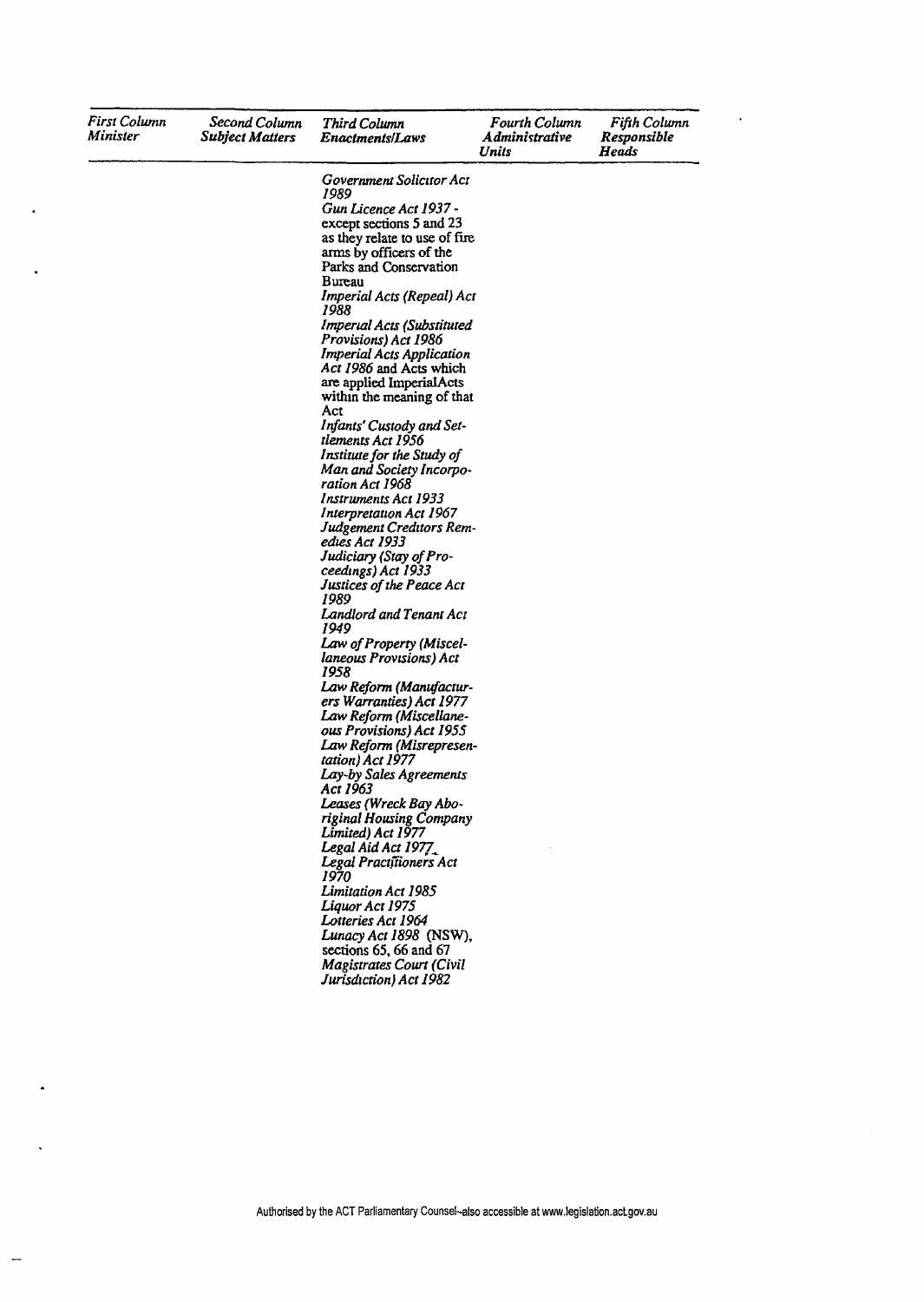| First Column Minister | Second Column Subject Matters | Third Column Enactments/Laws | Fourth Column Administrative Units | Fifth Column Responsible Heads |
|---|---|---|---|---|
| | | *Government Solicitor Act 1989*<br>*Gun Licence Act 1937* - except sections 5 and 23 as they relate to use of fire arms by officers of the Parks and Conservation Bureau<br>*Imperial Acts (Repeal) Act 1988*<br>*Imperial Acts (Substituted Provisions) Act 1986*<br>*Imperial Acts Application Act 1986* and Acts which are applied ImperialActs within the meaning of that Act<br>*Infants' Custody and Settlements Act 1956*<br>*Institute for the Study of Man and Society Incorporation Act 1968*<br>*Instruments Act 1933*<br>*Interpretation Act 1967*<br>*Judgement Creditors Remedies Act 1933*<br>*Judiciary (Stay of Proceedings) Act 1933*<br>*Justices of the Peace Act 1989*<br>*Landlord and Tenant Act 1949*<br>*Law of Property (Miscellaneous Provisions) Act 1958*<br>*Law Reform (Manufacturers Warranties) Act 1977*<br>*Law Reform (Miscellaneous Provisions) Act 1955*<br>*Law Reform (Misrepresentation) Act 1977*<br>*Lay-by Sales Agreements Act 1963*<br>*Leases (Wreck Bay Aboriginal Housing Company Limited) Act 1977*<br>*Legal Aid Act 1977*<br>*Legal Practitioners Act 1970*<br>*Limitation Act 1985*<br>*Liquor Act 1975*<br>*Lotteries Act 1964*<br>*Lunacy Act 1898* (NSW), sections 65, 66 and 67<br>*Magistrates Court (Civil Jurisdiction) Act 1982* | | |

Authorised by the ACT Parliamentary Counsel—also accessible at www.legislation.act.gov.au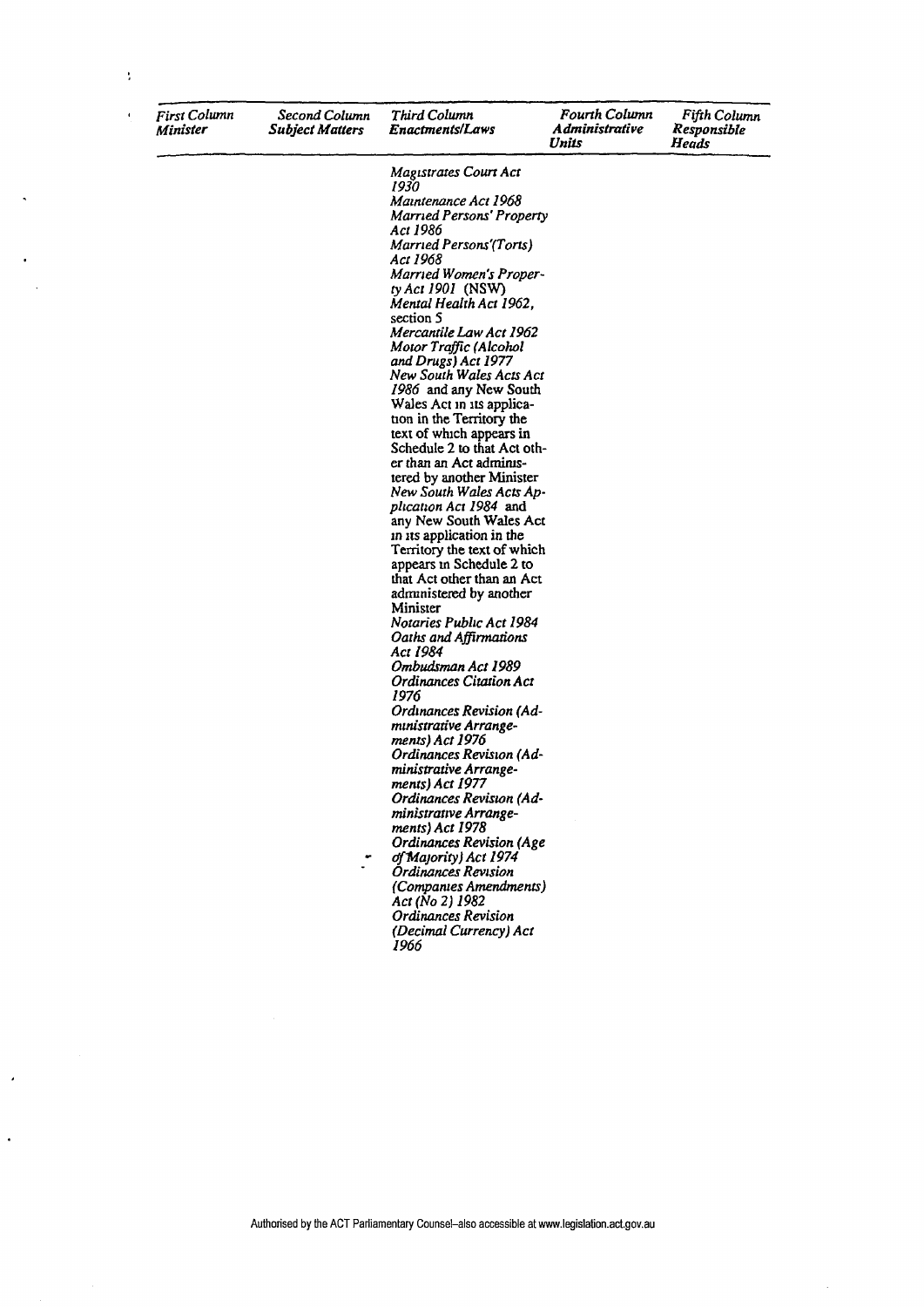| First Column Minister | Second Column Subject Matters | Third Column Enactments/Laws | Fourth Column Administrative Units | Fifth Column Responsible Heads |
|---|---|---|---|---|
| | | *Magistrates Court Act 1930* | | |
| | | *Maintenance Act 1968* | | |
| | | *Married Persons' Property Act 1986* | | |
| | | *Married Persons'(Torts) Act 1968* | | |
| | | *Married Women's Property Act 1901* (NSW) | | |
| | | *Mental Health Act 1962*, section 5 | | |
| | | *Mercantile Law Act 1962* | | |
| | | *Motor Traffic (Alcohol and Drugs) Act 1977* | | |
| | | *New South Wales Acts Act 1986* and any New South Wales Act in its application in the Territory the text of which appears in Schedule 2 to that Act other than an Act administered by another Minister | | |
| | | *New South Wales Acts Application Act 1984* and any New South Wales Act in its application in the Territory the text of which appears in Schedule 2 to that Act other than an Act administered by another Minister | | |
| | | *Notaries Public Act 1984* | | |
| | | *Oaths and Affirmations Act 1984* | | |
| | | *Ombudsman Act 1989* | | |
| | | *Ordinances Citation Act 1976* | | |
| | | *Ordinances Revision (Administrative Arrangements) Act 1976* | | |
| | | *Ordinances Revision (Administrative Arrangements) Act 1977* | | |
| | | *Ordinances Revision (Administrative Arrangements) Act 1978* | | |
| | | *Ordinances Revision (Age of Majority) Act 1974* | | |
| | | *Ordinances Revision (Companies Amendments) Act (No 2) 1982* | | |
| | | *Ordinances Revision (Decimal Currency) Act 1966* | | |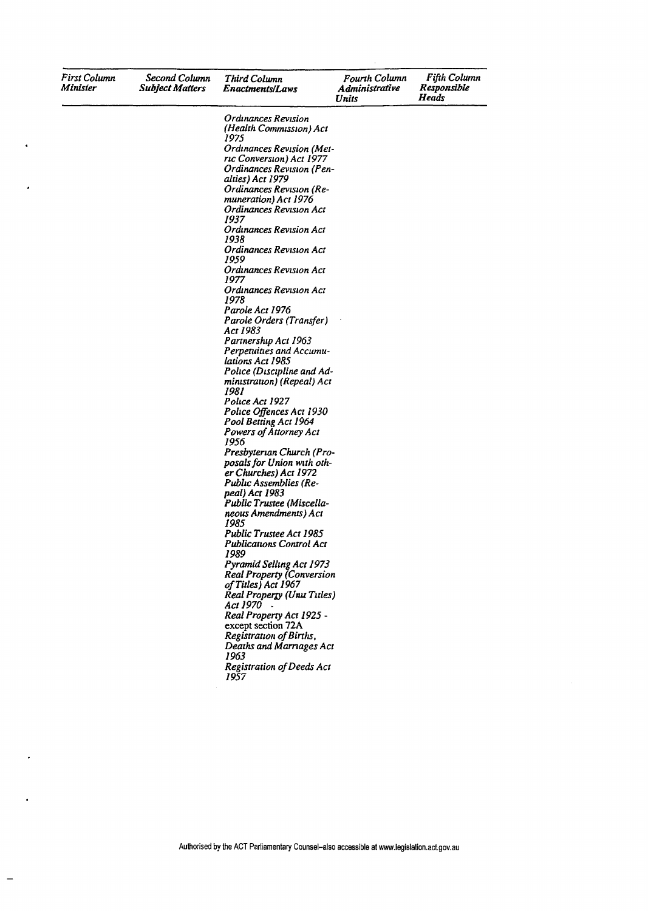| *First Column Minister* | *Second Column Subject Matters* | *Third Column Enactments/Laws* | *Fourth Column Administrative Units* | *Fifth Column Responsible Heads* |
|---|---|---|---|---|
| | | *Ordinances Revision (Health Commission) Act 1975* | | |
| | | *Ordinances Revision (Metric Conversion) Act 1977* | | |
| | | *Ordinances Revision (Penalties) Act 1979* | | |
| | | *Ordinances Revision (Remuneration) Act 1976* | | |
| | | *Ordinances Revision Act 1937* | | |
| | | *Ordinances Revision Act 1938* | | |
| | | *Ordinances Revision Act 1959* | | |
| | | *Ordinances Revision Act 1977* | | |
| | | *Ordinances Revision Act 1978* | | |
| | | *Parole Act 1976* | | |
| | | *Parole Orders (Transfer) Act 1983* | | |
| | | *Partnership Act 1963* | | |
| | | *Perpetuities and Accumulations Act 1985* | | |
| | | *Police (Discipline and Administration) (Repeal) Act 1981* | | |
| | | *Police Act 1927* | | |
| | | *Police Offences Act 1930* | | |
| | | *Pool Betting Act 1964* | | |
| | | *Powers of Attorney Act 1956* | | |
| | | *Presbyterian Church (Proposals for Union with other Churches) Act 1972* | | |
| | | *Public Assemblies (Repeal) Act 1983* | | |
| | | *Public Trustee (Miscellaneous Amendments) Act 1985* | | |
| | | *Public Trustee Act 1985* | | |
| | | *Publications Control Act 1989* | | |
| | | *Pyramid Selling Act 1973* | | |
| | | *Real Property (Conversion of Titles) Act 1967* | | |
| | | *Real Property (Unit Titles) Act 1970* | | |
| | | *Real Property Act 1925* - except section 72A | | |
| | | *Registration of Births, Deaths and Marriages Act 1963* | | |
| | | *Registration of Deeds Act 1957* | | |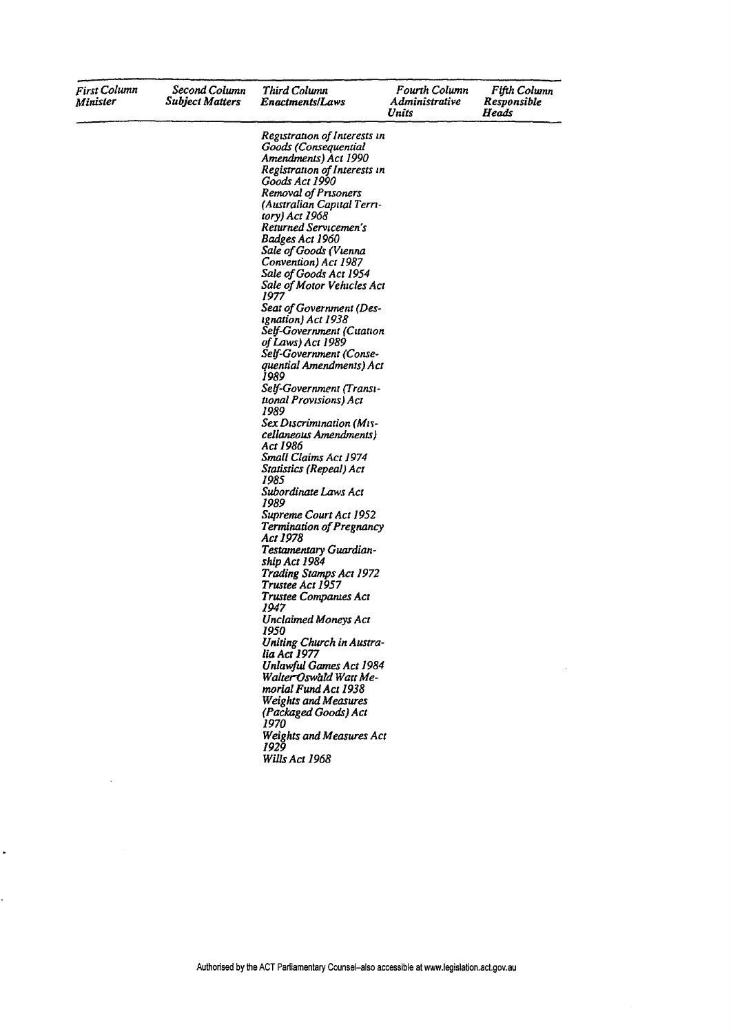| First Column Minister | Second Column Subject Matters | Third Column Enactments/Laws | Fourth Column Administrative Units | Fifth Column Responsible Heads |
|---|---|---|---|---|
| | | *Registration of Interests in Goods (Consequential Amendments) Act 1990* | | |
| | | *Registration of Interests in Goods Act 1990* | | |
| | | *Removal of Prisoners (Australian Capital Territory) Act 1968* | | |
| | | *Returned Servicemen's Badges Act 1960* | | |
| | | *Sale of Goods (Vienna Convention) Act 1987* | | |
| | | *Sale of Goods Act 1954* | | |
| | | *Sale of Motor Vehicles Act 1977* | | |
| | | *Seat of Government (Designation) Act 1938* | | |
| | | *Self-Government (Citation of Laws) Act 1989* | | |
| | | *Self-Government (Consequential Amendments) Act 1989* | | |
| | | *Self-Government (Transitional Provisions) Act 1989* | | |
| | | *Sex Discrimination (Miscellaneous Amendments) Act 1986* | | |
| | | *Small Claims Act 1974* | | |
| | | *Statistics (Repeal) Act 1985* | | |
| | | *Subordinate Laws Act 1989* | | |
| | | *Supreme Court Act 1952* | | |
| | | *Termination of Pregnancy Act 1978* | | |
| | | *Testamentary Guardianship Act 1984* | | |
| | | *Trading Stamps Act 1972* | | |
| | | *Trustee Act 1957* | | |
| | | *Trustee Companies Act 1947* | | |
| | | *Unclaimed Moneys Act 1950* | | |
| | | *Uniting Church in Australia Act 1977* | | |
| | | *Unlawful Games Act 1984* | | |
| | | *Walter Oswald Watt Memorial Fund Act 1938* | | |
| | | *Weights and Measures (Packaged Goods) Act 1970* | | |
| | | *Weights and Measures Act 1929* | | |
| | | *Wills Act 1968* | | |

Authorised by the ACT Parliamentary Counsel–also accessible at www.legislation.act.gov.au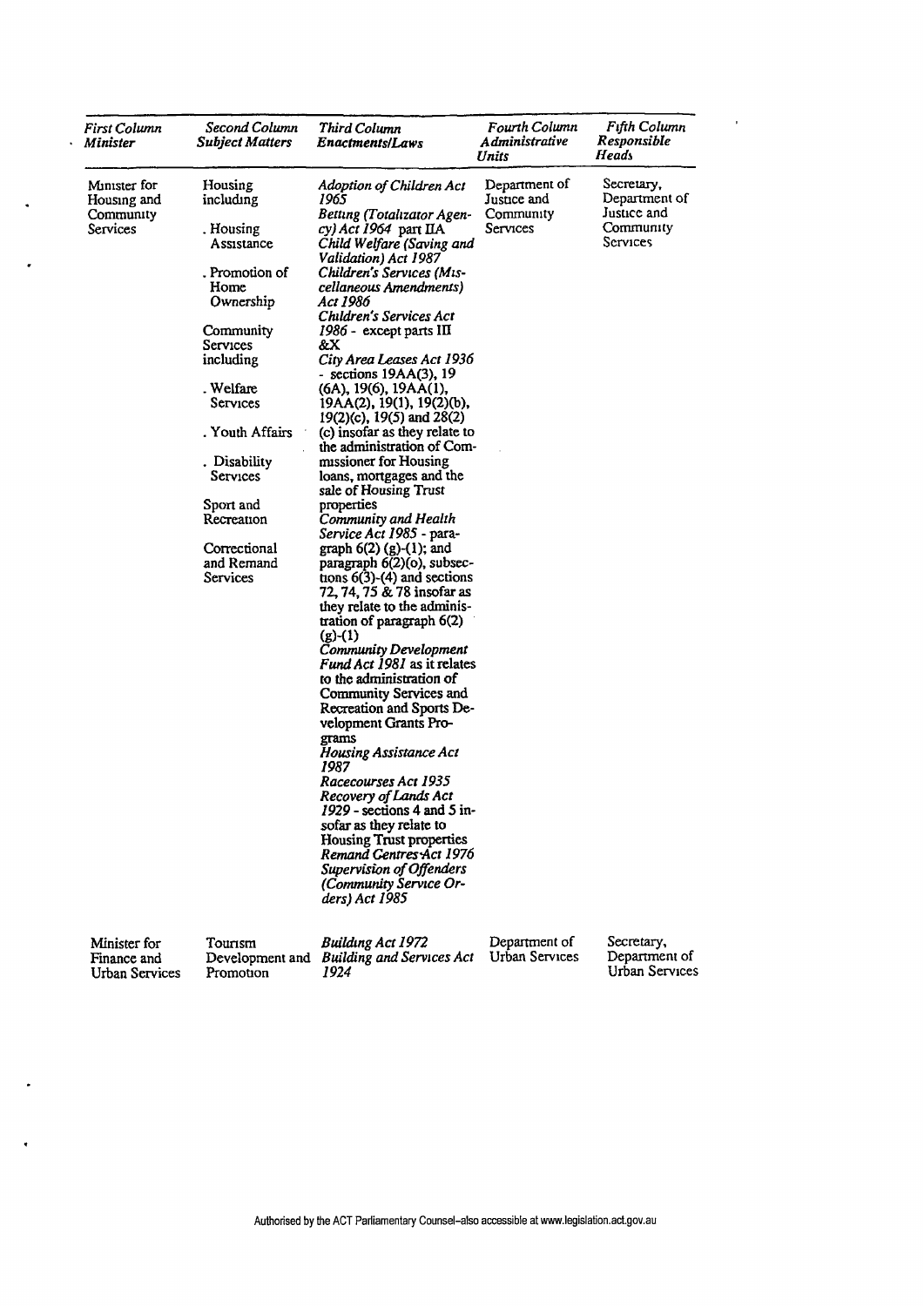| *First Column* *Minister* | *Second Column* *Subject Matters* | *Third Column* *Enactments/Laws* | *Fourth Column* *Administrative Units* | *Fifth Column* *Responsible Heads* |
|---|---|---|---|---|
| Minister for Housing and Community Services | Housing including<br>. Housing Assistance<br>. Promotion of Home Ownership<br>Community Services including<br>. Welfare Services<br>. Youth Affairs<br>. Disability Services<br>Sport and Recreation<br>Correctional and Remand Services | *Adoption of Children Act 1965*<br>*Betting (Totalizator Agency) Act 1964* part IIA<br>*Child Welfare (Saving and Validation) Act 1987*<br>*Children's Services (Miscellaneous Amendments) Act 1986*<br>*Children's Services Act 1986* - except parts III &X<br>*City Area Leases Act 1936* - sections 19AA(3), 19 (6A), 19(6), 19AA(1), 19AA(2), 19(1), 19(2)(b), 19(2)(c), 19(5) and 28(2) (c) insofar as they relate to the administration of Commissioner for Housing loans, mortgages and the sale of Housing Trust properties<br>*Community and Health Service Act 1985* - paragraph 6(2) (g)-(1); and paragraph 6(2)(o), subsections 6(3)-(4) and sections 72, 74, 75 & 78 insofar as they relate to the administration of paragraph 6(2) (g)-(1)<br>*Community Development Fund Act 1981* as it relates to the administration of Community Services and Recreation and Sports Development Grants Programs<br>*Housing Assistance Act 1987*<br>*Racecourses Act 1935*<br>*Recovery of Lands Act 1929* - sections 4 and 5 insofar as they relate to Housing Trust properties<br>*Remand Centres Act 1976*<br>*Supervision of Offenders (Community Service Orders) Act 1985* | Department of Justice and Community Services | Secretary, Department of Justice and Community Services |
| Minister for Finance and Urban Services | Tourism Development and Promotion | *Building Act 1972*<br>*Building and Services Act 1924* | Department of Urban Services | Secretary, Department of Urban Services |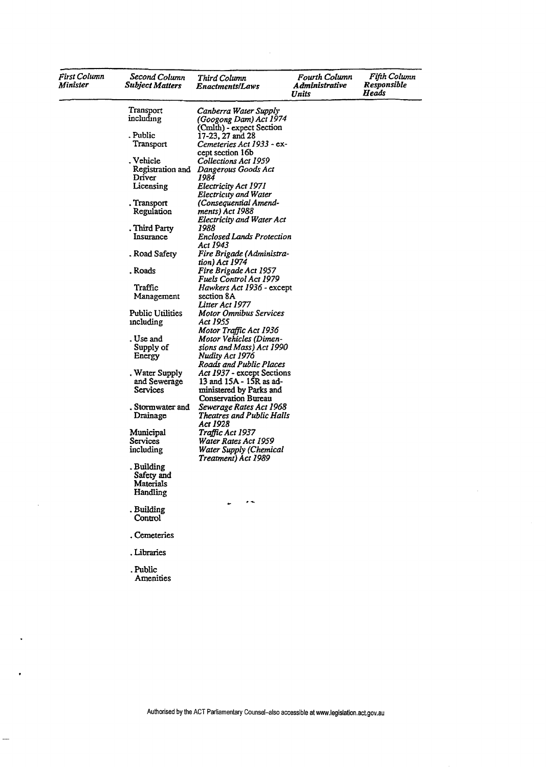| *First Column Minister* | *Second Column Subject Matters* | *Third Column Enactments/Laws* | *Fourth Column Administrative Units* | *Fifth Column Responsible Heads* |
|---|---|---|---|---|
| | Transport including<br>. Public Transport<br>. Vehicle Registration and Driver Licensing<br>. Transport Regulation<br>. Third Party Insurance<br>. Road Safety<br>. Roads<br>Traffic Management<br>Public Utilities including<br>. Use and Supply of Energy<br>. Water Supply and Sewerage Services<br>. Stormwater and Drainage<br>Municipal Services including<br>. Building Safety and Materials Handling<br>. Building Control<br>. Cemeteries<br>. Libraries<br>. Public Amenities | *Canberra Water Supply (Googong Dam) Act 1974* (Cmlth) - expect Section 17-23, 27 and 28<br>*Cemeteries Act 1933* - except section 16b<br>*Collections Act 1959*<br>*Dangerous Goods Act 1984*<br>*Electricity Act 1971*<br>*Electricity and Water (Consequential Amendments) Act 1988*<br>*Electricity and Water Act 1988*<br>*Enclosed Lands Protection Act 1943*<br>*Fire Brigade (Administration) Act 1974*<br>*Fire Brigade Act 1957*<br>*Fuels Control Act 1979*<br>*Hawkers Act 1936* - except section 8A<br>*Litter Act 1977*<br>*Motor Omnibus Services Act 1955*<br>*Motor Traffic Act 1936*<br>*Motor Vehicles (Dimensions and Mass) Act 1990*<br>*Nudity Act 1976*<br>*Roads and Public Places Act 1937* - except Sections 13 and 15A - 15R as administered by Parks and Conservation Bureau<br>*Sewerage Rates Act 1968*<br>*Theatres and Public Halls Act 1928*<br>*Traffic Act 1937*<br>*Water Rates Act 1959*<br>*Water Supply (Chemical Treatment) Act 1989* | | |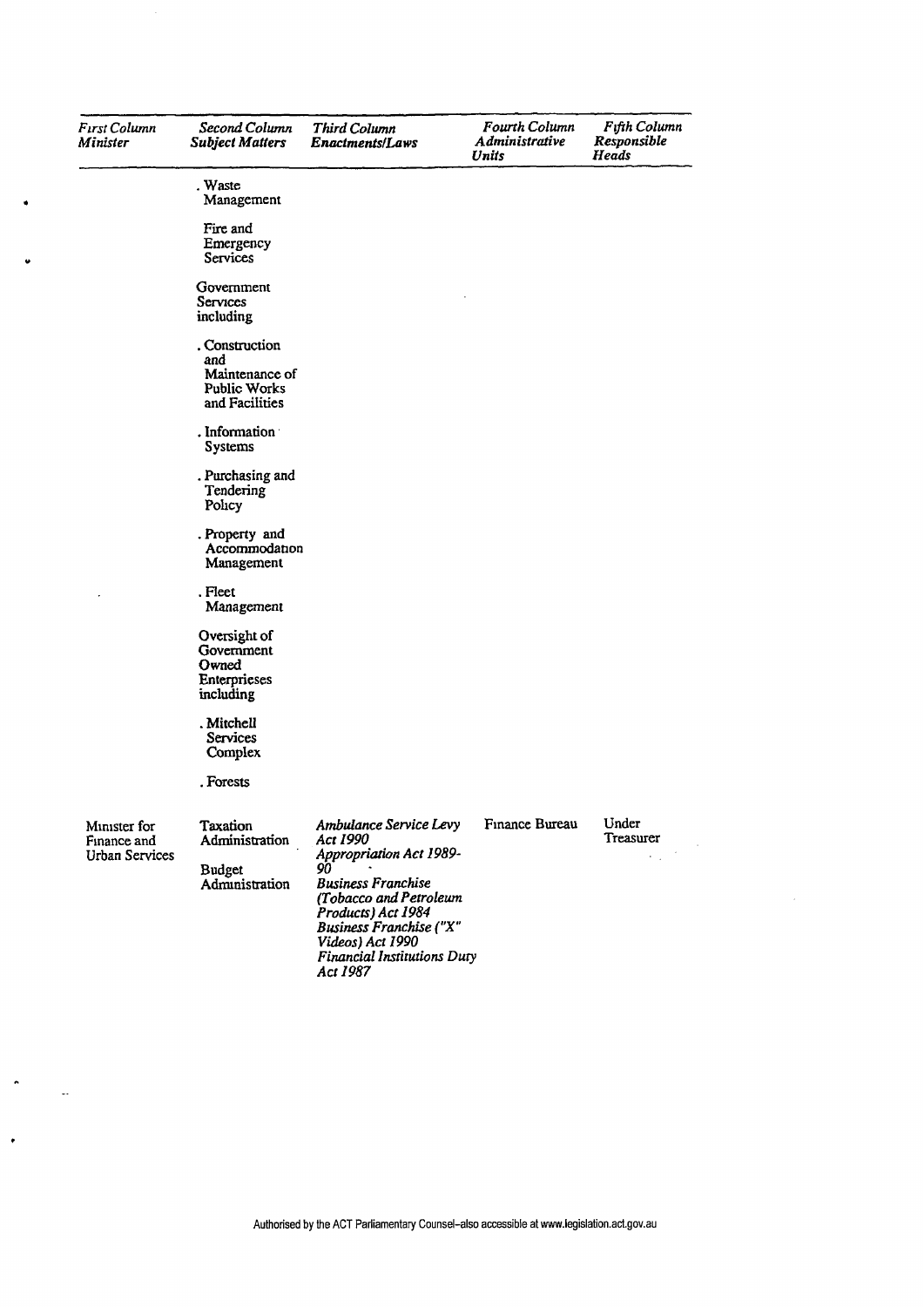| First Column Minister | Second Column Subject Matters | Third Column Enactments/Laws | Fourth Column Administrative Units | Fifth Column Responsible Heads |
|---|---|---|---|---|
| | . Waste Management | | | |
| | Fire and Emergency Services | | | |
| | Government Services including | | | |
| | . Construction and Maintenance of Public Works and Facilities | | | |
| | . Information Systems | | | |
| | . Purchasing and Tendering Policy | | | |
| | . Property and Accommodation Management | | | |
| | . Fleet Management | | | |
| | Oversight of Government Owned Enterprieses including | | | |
| | . Mitchell Services Complex | | | |
| | . Forests | | | |
| Minister for Finance and Urban Services | Taxation Administration<br><br>Budget Administration | *Ambulance Service Levy Act 1990*<br>*Appropriation Act 1989-90*<br>*Business Franchise (Tobacco and Petroleum Products) Act 1984*<br>*Business Franchise ("X" Videos) Act 1990*<br>*Financial Institutions Duty Act 1987* | Finance Bureau | Under Treasurer |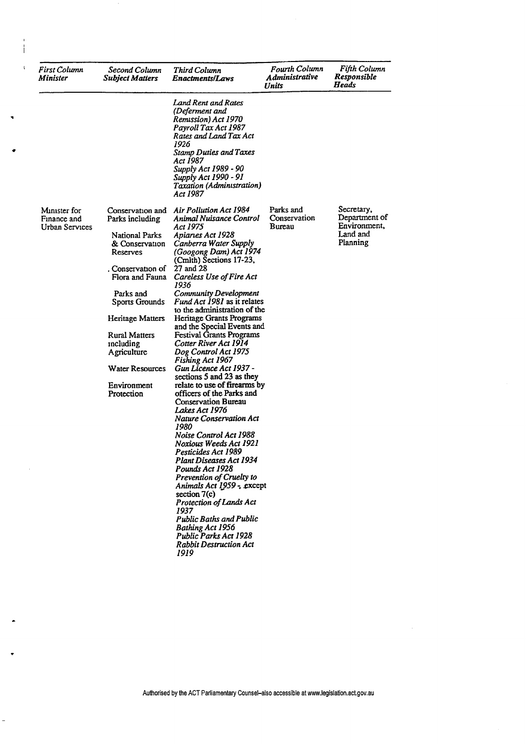| *First Column Minister* | *Second Column Subject Matters* | *Third Column Enactments/Laws* | *Fourth Column Administrative Units* | *Fifth Column Responsible Heads* |
|---|---|---|---|---|
| | | *Land Rent and Rates (Deferment and Remission) Act 1970*<br>*Payroll Tax Act 1987*<br>*Rates and Land Tax Act 1926*<br>*Stamp Duties and Taxes Act 1987*<br>*Supply Act 1989 - 90*<br>*Supply Act 1990 - 91*<br>*Taxation (Administration) Act 1987* | | |
| Minister for Finance and Urban Services | Conservation and Parks including<br>National Parks & Conservation Reserves<br>. Conservation of Flora and Fauna<br>Parks and Sports Grounds<br>Heritage Matters<br>Rural Matters including Agriculture<br>Water Resources<br>Environment Protection | *Air Pollution Act 1984*<br>*Animal Nuisance Control Act 1975*<br>*Apiaries Act 1928*<br>*Canberra Water Supply (Googong Dam) Act 1974* (Cmlth) Sections 17-23, 27 and 28<br>*Careless Use of Fire Act 1936*<br>*Community Development Fund Act 1981* as it relates to the administration of the Heritage Grants Programs and the Special Events and Festival Grants Programs<br>*Cotter River Act 1914*<br>*Dog Control Act 1975*<br>*Fishing Act 1967*<br>*Gun Licence Act 1937* - sections 5 and 23 as they relate to use of firearms by officers of the Parks and Conservation Bureau<br>*Lakes Act 1976*<br>*Nature Conservation Act 1980*<br>*Noise Control Act 1988*<br>*Noxious Weeds Act 1921*<br>*Pesticides Act 1989*<br>*Plant Diseases Act 1934*<br>*Pounds Act 1928*<br>*Prevention of Cruelty to Animals Act 1959* - except section 7(c)<br>*Protection of Lands Act 1937*<br>*Public Baths and Public Bathing Act 1956*<br>*Public Parks Act 1928*<br>*Rabbit Destruction Act 1919* | Parks and Conservation Bureau | Secretary, Department of Environment, Land and Planning |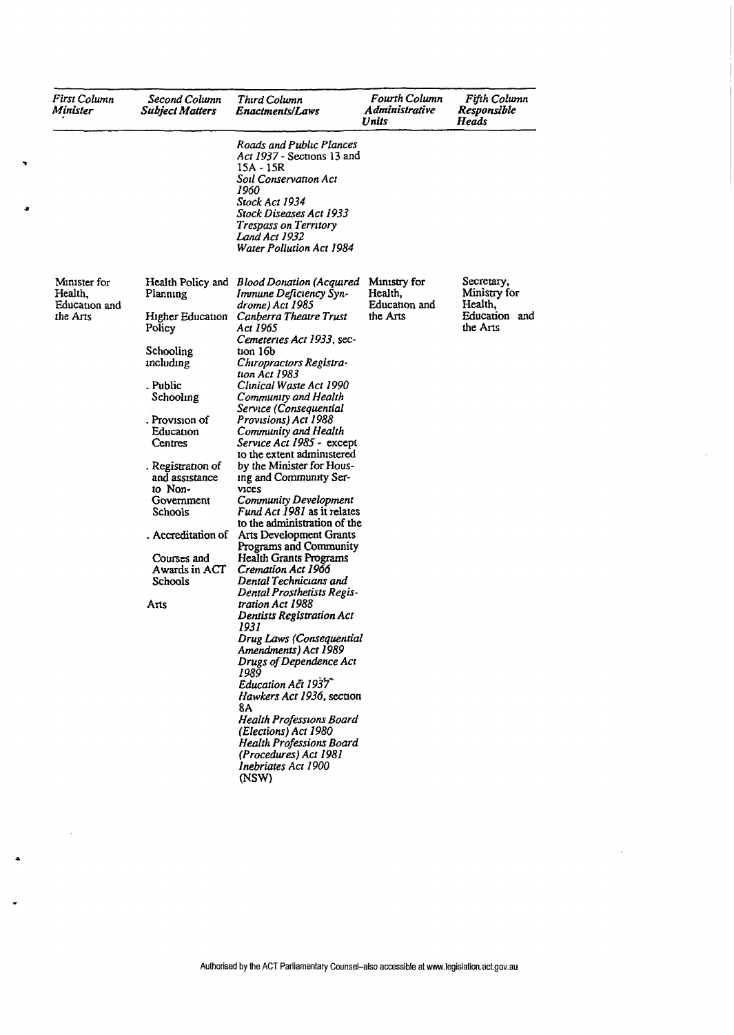| *First Column Minister* | *Second Column Subject Matters* | *Third Column Enactments/Laws* | *Fourth Column Administrative Units* | *Fifth Column Responsible Heads* |
|---|---|---|---|---|
| | | *Roads and Public Plances Act 1937* - Sections 13 and 15A - 15R<br>*Soil Conservation Act 1960*<br>*Stock Act 1934*<br>*Stock Diseases Act 1933*<br>*Trespass on Territory Land Act 1932*<br>*Water Pollution Act 1984* | | |
| Minister for Health, Education and the Arts | Health Policy and Planning<br><br>Higher Education Policy<br><br>Schooling including<br><br>. Public Schooling<br><br>. Provision of Education Centres<br><br>. Registration of and assistance to Non-Government Schools<br><br>. Accreditation of Courses and Awards in ACT Schools<br><br>Arts | *Blood Donation (Acquired Immune Deficiency Syndrome) Act 1985*<br>*Canberra Theatre Trust Act 1965*<br>*Cemeteries Act 1933*, section 16b<br>*Chiropractors Registration Act 1983*<br>*Clinical Waste Act 1990*<br>*Community and Health Service (Consequential Provisions) Act 1988*<br>*Community and Health Service Act 1985* - except to the extent administered by the Minister for Housing and Community Services<br>*Community Development Fund Act 1981* as it relates to the administration of the Arts Development Grants Programs and Community Health Grants Programs<br>*Cremation Act 1966*<br>*Dental Technicians and Dental Prosthetists Registration Act 1988*<br>*Dentists Registration Act 1931*<br>*Drug Laws (Consequential Amendments) Act 1989*<br>*Drugs of Dependence Act 1989*<br>*Education Act 1937*<br>*Hawkers Act 1936*, section 8A<br>*Health Professions Board (Elections) Act 1980*<br>*Health Professions Board (Procedures) Act 1981*<br>*Inebriates Act 1900* (NSW) | Ministry for Health, Education and the Arts | Secretary, Ministry for Health, Education and the Arts |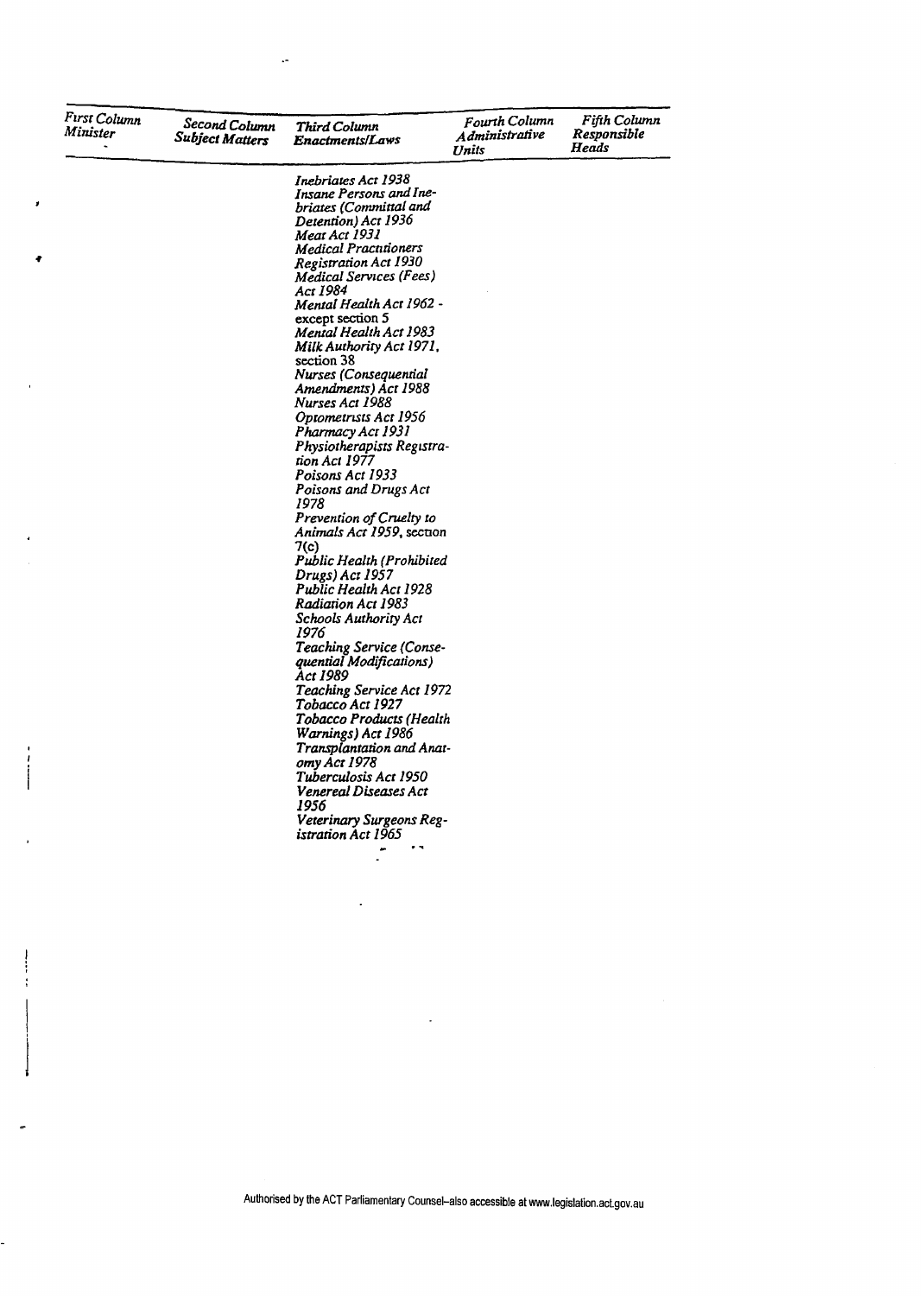| First Column Minister | Second Column Subject Matters | Third Column Enactments/Laws | Fourth Column Administrative Units | Fifth Column Responsible Heads |
|---|---|---|---|---|
| | | *Inebriates Act 1938* | | |
| | | *Insane Persons and Inebriates (Committal and Detention) Act 1936* | | |
| | | *Meat Act 1931* | | |
| | | *Medical Practitioners Registration Act 1930* | | |
| | | *Medical Services (Fees) Act 1984* | | |
| | | *Mental Health Act 1962* - except section 5 | | |
| | | *Mental Health Act 1983* | | |
| | | *Milk Authority Act 1971*, section 38 | | |
| | | *Nurses (Consequential Amendments) Act 1988* | | |
| | | *Nurses Act 1988* | | |
| | | *Optometrists Act 1956* | | |
| | | *Pharmacy Act 1931* | | |
| | | *Physiotherapists Registration Act 1977* | | |
| | | *Poisons Act 1933* | | |
| | | *Poisons and Drugs Act 1978* | | |
| | | *Prevention of Cruelty to Animals Act 1959*, section 7(c) | | |
| | | *Public Health (Prohibited Drugs) Act 1957* | | |
| | | *Public Health Act 1928* | | |
| | | *Radiation Act 1983* | | |
| | | *Schools Authority Act 1976* | | |
| | | *Teaching Service (Consequential Modifications) Act 1989* | | |
| | | *Teaching Service Act 1972* | | |
| | | *Tobacco Act 1927* | | |
| | | *Tobacco Products (Health Warnings) Act 1986* | | |
| | | *Transplantation and Anatomy Act 1978* | | |
| | | *Tuberculosis Act 1950* | | |
| | | *Venereal Diseases Act 1956* | | |
| | | *Veterinary Surgeons Registration Act 1965* | | |